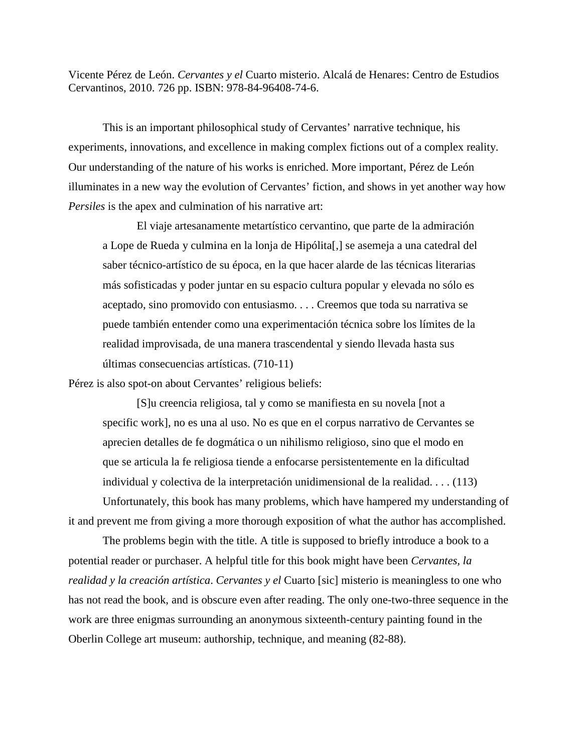Vicente Pérez de León. *Cervantes y el* Cuarto misterio. Alcalá de Henares: Centro de Estudios Cervantinos, 2010. 726 pp. ISBN: 978-84-96408-74-6.

This is an important philosophical study of Cervantes' narrative technique, his experiments, innovations, and excellence in making complex fictions out of a complex reality. Our understanding of the nature of his works is enriched. More important, Pérez de León illuminates in a new way the evolution of Cervantes' fiction, and shows in yet another way how *Persiles* is the apex and culmination of his narrative art:

> El viaje artesanamente metartístico cervantino, que parte de la admiración a Lope de Rueda y culmina en la lonja de Hipólita[,] se asemeja a una catedral del saber técnico-artístico de su época, en la que hacer alarde de las técnicas literarias más sofisticadas y poder juntar en su espacio cultura popular y elevada no sólo es aceptado, sino promovido con entusiasmo. . . . Creemos que toda su narrativa se puede también entender como una experimentación técnica sobre los límites de la realidad improvisada, de una manera trascendental y siendo llevada hasta sus últimas consecuencias artísticas. (710-11)

Pérez is also spot-on about Cervantes' religious beliefs:

> [S]u creencia religiosa, tal y como se manifiesta en su novela [not a specific work], no es una al uso. No es que en el corpus narrativo de Cervantes se aprecien detalles de fe dogmática o un nihilismo religioso, sino que el modo en que se articula la fe religiosa tiende a enfocarse persistentemente en la dificultad individual y colectiva de la interpretación unidimensional de la realidad. . . . (113)

Unfortunately, this book has many problems, which have hampered my understanding of it and prevent me from giving a more thorough exposition of what the author has accomplished.

The problems begin with the title. A title is supposed to briefly introduce a book to a potential reader or purchaser. A helpful title for this book might have been *Cervantes, la realidad y la creación artística*. *Cervantes y el* Cuarto [sic] misterio is meaningless to one who has not read the book, and is obscure even after reading. The only one-two-three sequence in the work are three enigmas surrounding an anonymous sixteenth-century painting found in the Oberlin College art museum: authorship, technique, and meaning (82-88).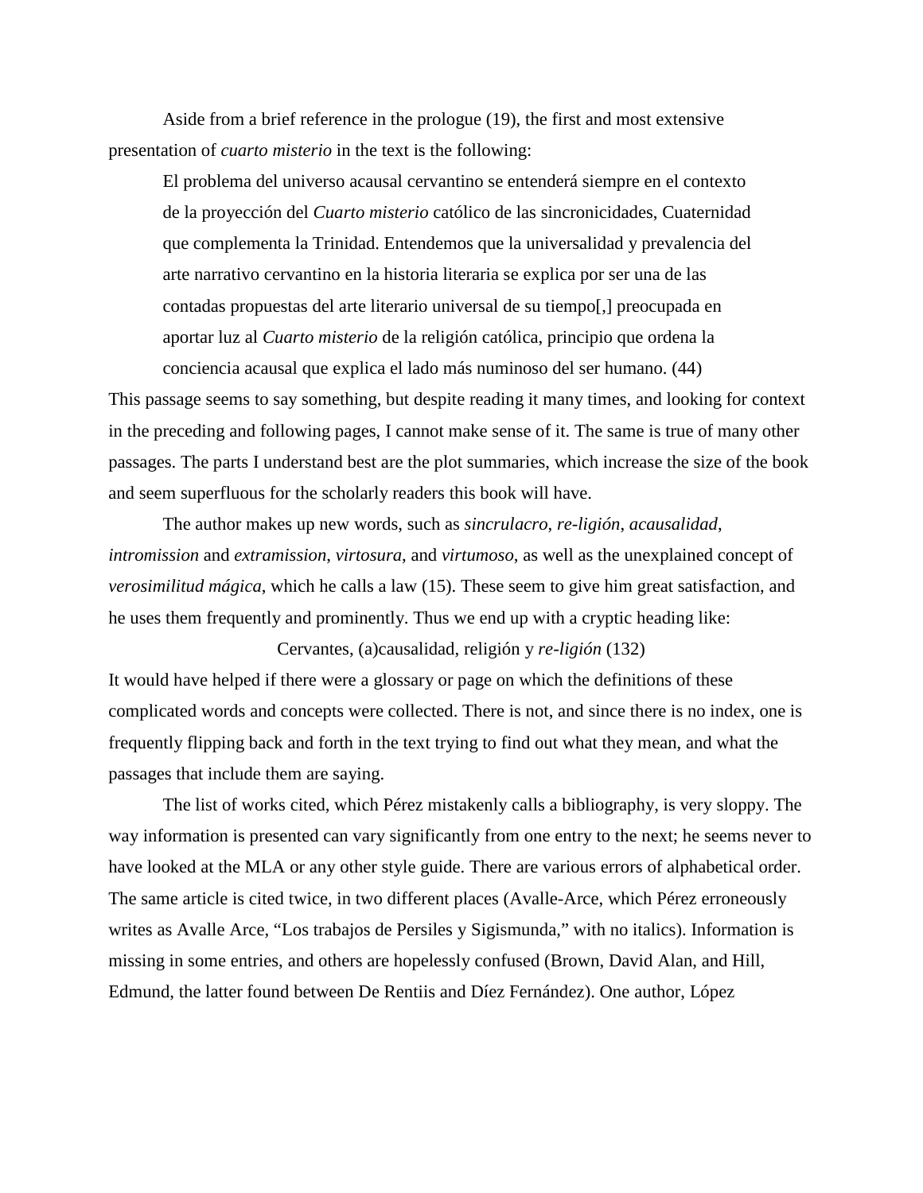Aside from a brief reference in the prologue (19), the first and most extensive presentation of *cuarto misterio* in the text is the following:

> El problema del universo acausal cervantino se entenderá siempre en el contexto de la proyección del *Cuarto misterio* católico de las sincronicidades, Cuaternidad que complementa la Trinidad. Entendemos que la universalidad y prevalencia del arte narrativo cervantino en la historia literaria se explica por ser una de las contadas propuestas del arte literario universal de su tiempo[,] preocupada en aportar luz al *Cuarto misterio* de la religión católica, principio que ordena la conciencia acausal que explica el lado más numinoso del ser humano. (44)

This passage seems to say something, but despite reading it many times, and looking for context in the preceding and following pages, I cannot make sense of it. The same is true of many other passages. The parts I understand best are the plot summaries, which increase the size of the book and seem superfluous for the scholarly readers this book will have.

The author makes up new words, such as *sincrulacro*, *re-ligión*, *acausalidad*, *intromission* and *extramission*, *virtosura*, and *virtumoso*, as well as the unexplained concept of *verosimilitud mágica*, which he calls a law (15). These seem to give him great satisfaction, and he uses them frequently and prominently. Thus we end up with a cryptic heading like:

Cervantes, (a)causalidad, religión y *re-ligión* (132)

It would have helped if there were a glossary or page on which the definitions of these complicated words and concepts were collected. There is not, and since there is no index, one is frequently flipping back and forth in the text trying to find out what they mean, and what the passages that include them are saying.

The list of works cited, which Pérez mistakenly calls a bibliography, is very sloppy. The way information is presented can vary significantly from one entry to the next; he seems never to have looked at the MLA or any other style guide. There are various errors of alphabetical order. The same article is cited twice, in two different places (Avalle-Arce, which Pérez erroneously writes as Avalle Arce, "Los trabajos de Persiles y Sigismunda," with no italics). Information is missing in some entries, and others are hopelessly confused (Brown, David Alan, and Hill, Edmund, the latter found between De Rentiis and Díez Fernández). One author, López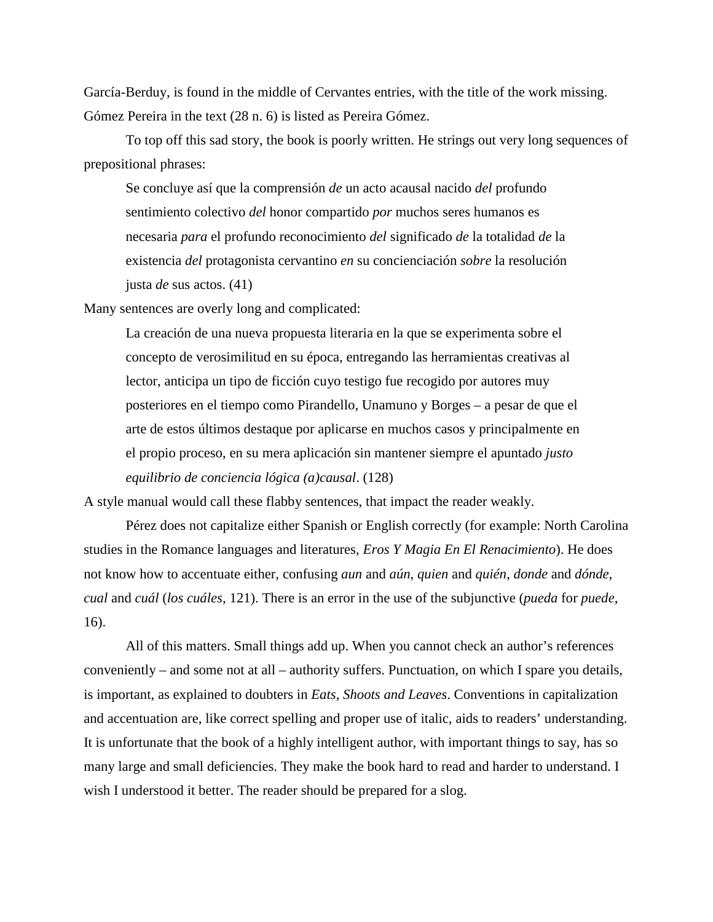García-Berduy, is found in the middle of Cervantes entries, with the title of the work missing. Gómez Pereira in the text (28 n. 6) is listed as Pereira Gómez.

To top off this sad story, the book is poorly written. He strings out very long sequences of prepositional phrases:

> Se concluye así que la comprensión *de* un acto acausal nacido *del* profundo sentimiento colectivo *del* honor compartido *por* muchos seres humanos es necesaria *para* el profundo reconocimiento *del* significado *de* la totalidad *de* la existencia *del* protagonista cervantino *en* su concienciación *sobre* la resolución justa *de* sus actos. (41)

Many sentences are overly long and complicated:

> La creación de una nueva propuesta literaria en la que se experimenta sobre el concepto de verosimilitud en su época, entregando las herramientas creativas al lector, anticipa un tipo de ficción cuyo testigo fue recogido por autores muy posteriores en el tiempo como Pirandello, Unamuno y Borges – a pesar de que el arte de estos últimos destaque por aplicarse en muchos casos y principalmente en el propio proceso, en su mera aplicación sin mantener siempre el apuntado *justo equilibrio de conciencia lógica (a)causal*. (128)

A style manual would call these flabby sentences, that impact the reader weakly.

Pérez does not capitalize either Spanish or English correctly (for example: North Carolina studies in the Romance languages and literatures, *Eros Y Magia En El Renacimiento*). He does not know how to accentuate either, confusing *aun* and *aún*, *quien* and *quién*, *donde* and *dónde*, *cual* and *cuál* (*los cuáles*, 121). There is an error in the use of the subjunctive (*pueda* for *puede*, 16).

All of this matters. Small things add up. When you cannot check an author's references conveniently – and some not at all – authority suffers. Punctuation, on which I spare you details, is important, as explained to doubters in *Eats, Shoots and Leaves*. Conventions in capitalization and accentuation are, like correct spelling and proper use of italic, aids to readers' understanding. It is unfortunate that the book of a highly intelligent author, with important things to say, has so many large and small deficiencies. They make the book hard to read and harder to understand. I wish I understood it better. The reader should be prepared for a slog.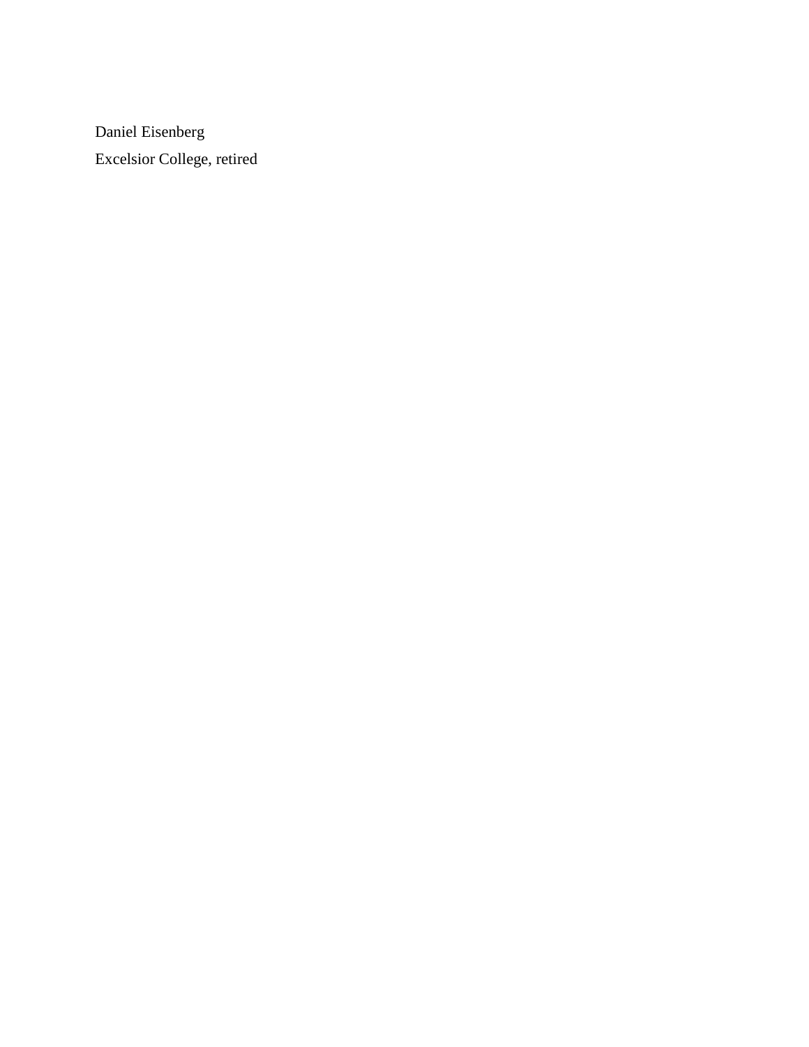Daniel Eisenberg

Excelsior College, retired